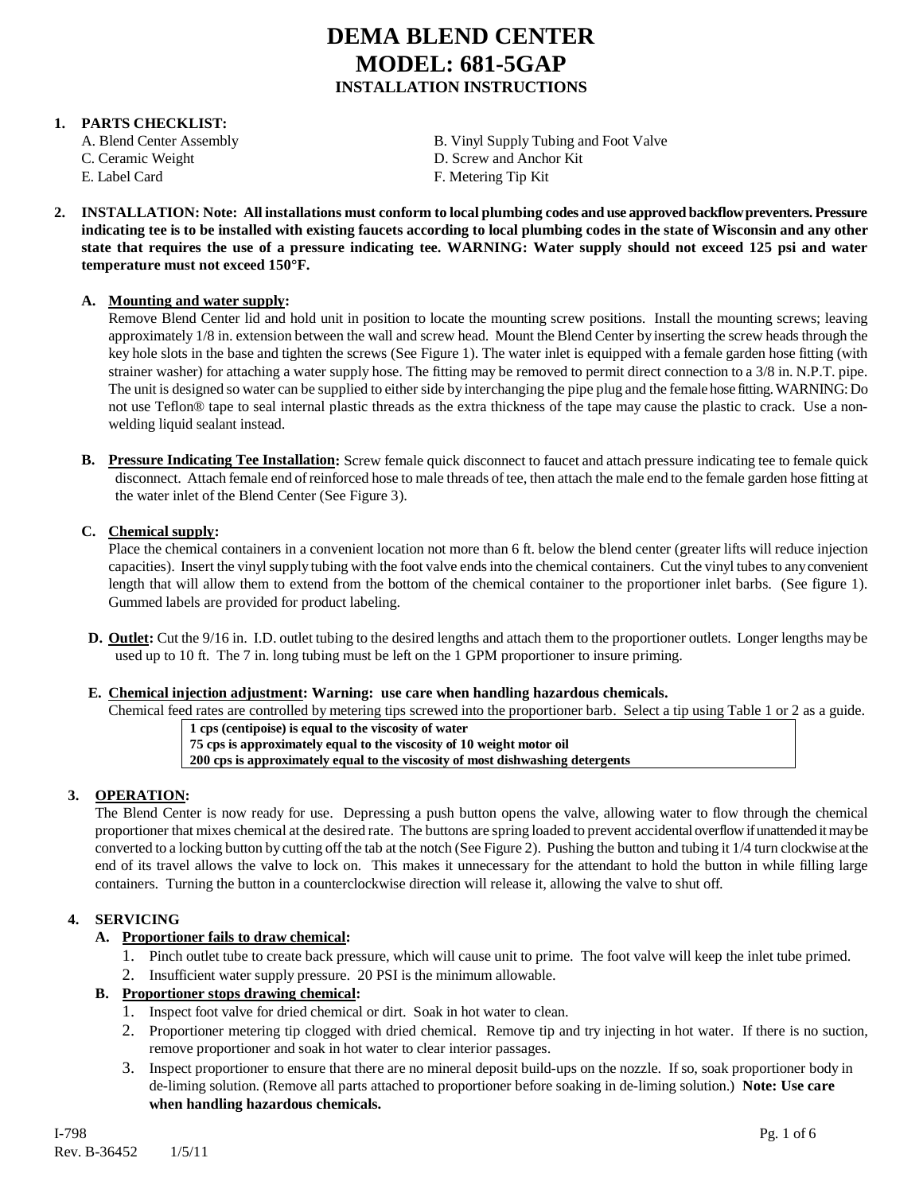# DEMA BLEND CENTER
# MODEL: 681-5GAP
## INSTALLATION INSTRUCTIONS

**1. PARTS CHECKLIST:**

A. Blend Center Assembly
B. Vinyl Supply Tubing and Foot Valve
C. Ceramic Weight
D. Screw and Anchor Kit
E. Label Card
F. Metering Tip Kit

**2. INSTALLATION: Note: All installations must conform to local plumbing codes and use approved backflow preventers. Pressure indicating tee is to be installed with existing faucets according to local plumbing codes in the state of Wisconsin and any other state that requires the use of a pressure indicating tee. WARNING: Water supply should not exceed 125 psi and water temperature must not exceed 150°F.**

**A. <u>Mounting and water supply</u>:**
Remove Blend Center lid and hold unit in position to locate the mounting screw positions. Install the mounting screws; leaving approximately 1/8 in. extension between the wall and screw head. Mount the Blend Center by inserting the screw heads through the key hole slots in the base and tighten the screws (See Figure 1). The water inlet is equipped with a female garden hose fitting (with strainer washer) for attaching a water supply hose. The fitting may be removed to permit direct connection to a 3/8 in. N.P.T. pipe. The unit is designed so water can be supplied to either side by interchanging the pipe plug and the female hose fitting. WARNING: Do not use Teflon® tape to seal internal plastic threads as the extra thickness of the tape may cause the plastic to crack. Use a non-welding liquid sealant instead.

**B. <u>Pressure Indicating Tee Installation</u>:** Screw female quick disconnect to faucet and attach pressure indicating tee to female quick disconnect. Attach female end of reinforced hose to male threads of tee, then attach the male end to the female garden hose fitting at the water inlet of the Blend Center (See Figure 3).

**C. <u>Chemical supply</u>:**
Place the chemical containers in a convenient location not more than 6 ft. below the blend center (greater lifts will reduce injection capacities). Insert the vinyl supply tubing with the foot valve ends into the chemical containers. Cut the vinyl tubes to any convenient length that will allow them to extend from the bottom of the chemical container to the proportioner inlet barbs. (See figure 1). Gummed labels are provided for product labeling.

**D. <u>Outlet</u>:** Cut the 9/16 in. I.D. outlet tubing to the desired lengths and attach them to the proportioner outlets. Longer lengths may be used up to 10 ft. The 7 in. long tubing must be left on the 1 GPM proportioner to insure priming.

**E. <u>Chemical injection adjustment</u>: Warning: use care when handling hazardous chemicals.**
Chemical feed rates are controlled by metering tips screwed into the proportioner barb. Select a tip using Table 1 or 2 as a guide.

**1 cps (centipoise) is equal to the viscosity of water**
**75 cps is approximately equal to the viscosity of 10 weight motor oil**
**200 cps is approximately equal to the viscosity of most dishwashing detergents**

**3. <u>OPERATION</u>:**
The Blend Center is now ready for use. Depressing a push button opens the valve, allowing water to flow through the chemical proportioner that mixes chemical at the desired rate. The buttons are spring loaded to prevent accidental overflow if unattended it may be converted to a locking button by cutting off the tab at the notch (See Figure 2). Pushing the button and tubing it 1/4 turn clockwise at the end of its travel allows the valve to lock on. This makes it unnecessary for the attendant to hold the button in while filling large containers. Turning the button in a counterclockwise direction will release it, allowing the valve to shut off.

**4. SERVICING**

**A. <u>Proportioner fails to draw chemical</u>:**

1. Pinch outlet tube to create back pressure, which will cause unit to prime. The foot valve will keep the inlet tube primed.
2. Insufficient water supply pressure. 20 PSI is the minimum allowable.

**B. <u>Proportioner stops drawing chemical</u>:**

1. Inspect foot valve for dried chemical or dirt. Soak in hot water to clean.
2. Proportioner metering tip clogged with dried chemical. Remove tip and try injecting in hot water. If there is no suction, remove proportioner and soak in hot water to clear interior passages.
3. Inspect proportioner to ensure that there are no mineral deposit build-ups on the nozzle. If so, soak proportioner body in de-liming solution. (Remove all parts attached to proportioner before soaking in de-liming solution.) **Note: Use care when handling hazardous chemicals.**

I-798
Rev. B-36452 1/5/11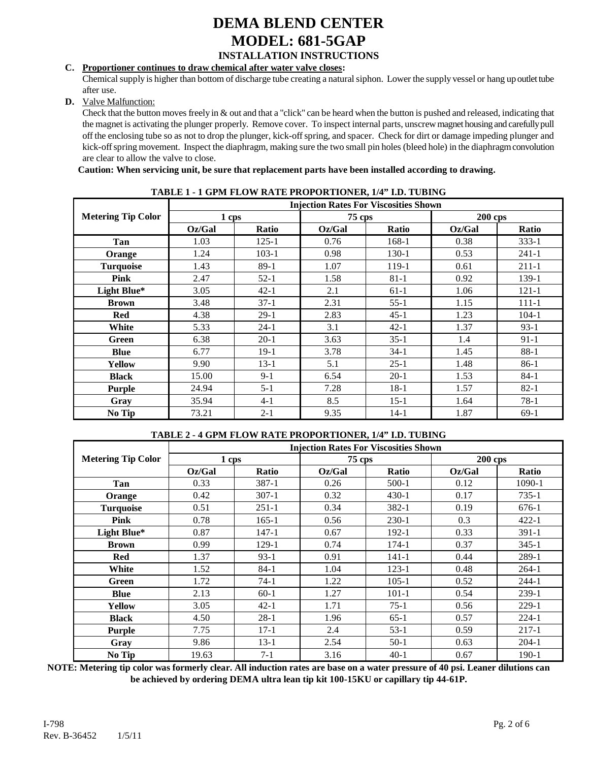# DEMA BLEND CENTER
# MODEL: 681-5GAP
## INSTALLATION INSTRUCTIONS

**C. Proportioner continues to draw chemical after water valve closes:**
Chemical supply is higher than bottom of discharge tube creating a natural siphon. Lower the supply vessel or hang up outlet tube after use.

**D.** Valve Malfunction:
Check that the button moves freely in & out and that a "click" can be heard when the button is pushed and released, indicating that the magnet is activating the plunger properly. Remove cover. To inspect internal parts, unscrew magnet housing and carefully pull off the enclosing tube so as not to drop the plunger, kick-off spring, and spacer. Check for dirt or damage impeding plunger and kick-off spring movement. Inspect the diaphragm, making sure the two small pin holes (bleed hole) in the diaphragm convolution are clear to allow the valve to close.

**Caution: When servicing unit, be sure that replacement parts have been installed according to drawing.**

**TABLE 1 - 1 GPM FLOW RATE PROPORTIONER, 1/4" I.D. TUBING**

| Metering Tip Color | Injection Rates For Viscosities Shown | | | | | |
|---|---|---|---|---|---|---|
| | 1 cps | | 75 cps | | 200 cps | |
| | Oz/Gal | Ratio | Oz/Gal | Ratio | Oz/Gal | Ratio |
| Tan | 1.03 | 125-1 | 0.76 | 168-1 | 0.38 | 333-1 |
| Orange | 1.24 | 103-1 | 0.98 | 130-1 | 0.53 | 241-1 |
| Turquoise | 1.43 | 89-1 | 1.07 | 119-1 | 0.61 | 211-1 |
| Pink | 2.47 | 52-1 | 1.58 | 81-1 | 0.92 | 139-1 |
| Light Blue* | 3.05 | 42-1 | 2.1 | 61-1 | 1.06 | 121-1 |
| Brown | 3.48 | 37-1 | 2.31 | 55-1 | 1.15 | 111-1 |
| Red | 4.38 | 29-1 | 2.83 | 45-1 | 1.23 | 104-1 |
| White | 5.33 | 24-1 | 3.1 | 42-1 | 1.37 | 93-1 |
| Green | 6.38 | 20-1 | 3.63 | 35-1 | 1.4 | 91-1 |
| Blue | 6.77 | 19-1 | 3.78 | 34-1 | 1.45 | 88-1 |
| Yellow | 9.90 | 13-1 | 5.1 | 25-1 | 1.48 | 86-1 |
| Black | 15.00 | 9-1 | 6.54 | 20-1 | 1.53 | 84-1 |
| Purple | 24.94 | 5-1 | 7.28 | 18-1 | 1.57 | 82-1 |
| Gray | 35.94 | 4-1 | 8.5 | 15-1 | 1.64 | 78-1 |
| No Tip | 73.21 | 2-1 | 9.35 | 14-1 | 1.87 | 69-1 |

**TABLE 2 - 4 GPM FLOW RATE PROPORTIONER, 1/4" I.D. TUBING**

| Metering Tip Color | Injection Rates For Viscosities Shown | | | | | |
|---|---|---|---|---|---|---|
| | 1 cps | | 75 cps | | 200 cps | |
| | Oz/Gal | Ratio | Oz/Gal | Ratio | Oz/Gal | Ratio |
| Tan | 0.33 | 387-1 | 0.26 | 500-1 | 0.12 | 1090-1 |
| Orange | 0.42 | 307-1 | 0.32 | 430-1 | 0.17 | 735-1 |
| Turquoise | 0.51 | 251-1 | 0.34 | 382-1 | 0.19 | 676-1 |
| Pink | 0.78 | 165-1 | 0.56 | 230-1 | 0.3 | 422-1 |
| Light Blue* | 0.87 | 147-1 | 0.67 | 192-1 | 0.33 | 391-1 |
| Brown | 0.99 | 129-1 | 0.74 | 174-1 | 0.37 | 345-1 |
| Red | 1.37 | 93-1 | 0.91 | 141-1 | 0.44 | 289-1 |
| White | 1.52 | 84-1 | 1.04 | 123-1 | 0.48 | 264-1 |
| Green | 1.72 | 74-1 | 1.22 | 105-1 | 0.52 | 244-1 |
| Blue | 2.13 | 60-1 | 1.27 | 101-1 | 0.54 | 239-1 |
| Yellow | 3.05 | 42-1 | 1.71 | 75-1 | 0.56 | 229-1 |
| Black | 4.50 | 28-1 | 1.96 | 65-1 | 0.57 | 224-1 |
| Purple | 7.75 | 17-1 | 2.4 | 53-1 | 0.59 | 217-1 |
| Gray | 9.86 | 13-1 | 2.54 | 50-1 | 0.63 | 204-1 |
| No Tip | 19.63 | 7-1 | 3.16 | 40-1 | 0.67 | 190-1 |

**NOTE: Metering tip color was formerly clear. All induction rates are base on a water pressure of 40 psi. Leaner dilutions can be achieved by ordering DEMA ultra lean tip kit 100-15KU or capillary tip 44-61P.**

I-798
Rev. B-36452 1/5/11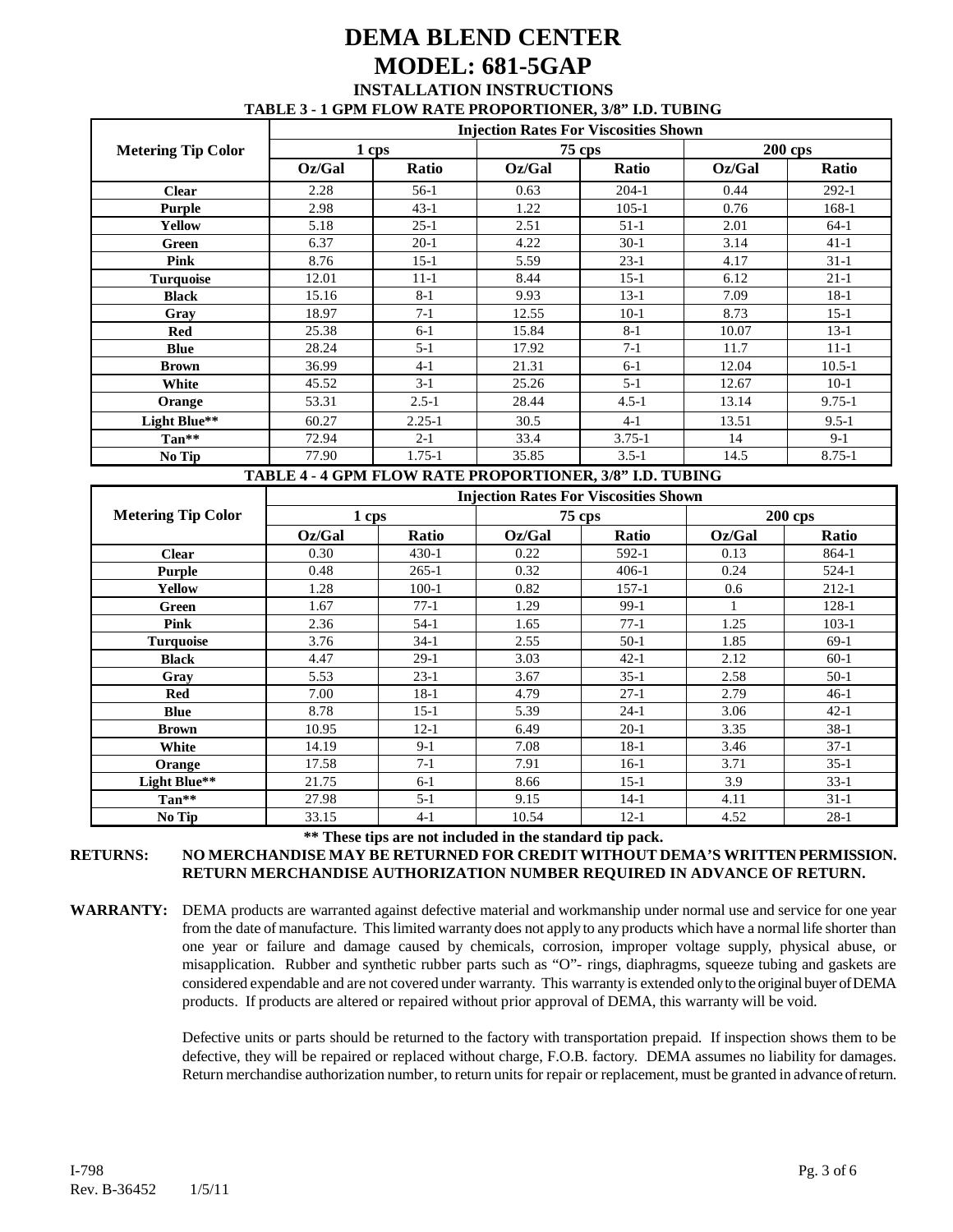# DEMA BLEND CENTER

# MODEL: 681-5GAP

## INSTALLATION INSTRUCTIONS

### TABLE 3 - 1 GPM FLOW RATE PROPORTIONER, 3/8" I.D. TUBING

| Metering Tip Color | Injection Rates For Viscosities Shown | | | | | |
|---|---|---|---|---|---|---|
| | 1 cps | | 75 cps | | 200 cps | |
| | Oz/Gal | Ratio | Oz/Gal | Ratio | Oz/Gal | Ratio |
| **Clear** | 2.28 | 56-1 | 0.63 | 204-1 | 0.44 | 292-1 |
| **Purple** | 2.98 | 43-1 | 1.22 | 105-1 | 0.76 | 168-1 |
| **Yellow** | 5.18 | 25-1 | 2.51 | 51-1 | 2.01 | 64-1 |
| **Green** | 6.37 | 20-1 | 4.22 | 30-1 | 3.14 | 41-1 |
| **Pink** | 8.76 | 15-1 | 5.59 | 23-1 | 4.17 | 31-1 |
| **Turquoise** | 12.01 | 11-1 | 8.44 | 15-1 | 6.12 | 21-1 |
| **Black** | 15.16 | 8-1 | 9.93 | 13-1 | 7.09 | 18-1 |
| **Gray** | 18.97 | 7-1 | 12.55 | 10-1 | 8.73 | 15-1 |
| **Red** | 25.38 | 6-1 | 15.84 | 8-1 | 10.07 | 13-1 |
| **Blue** | 28.24 | 5-1 | 17.92 | 7-1 | 11.7 | 11-1 |
| **Brown** | 36.99 | 4-1 | 21.31 | 6-1 | 12.04 | 10.5-1 |
| **White** | 45.52 | 3-1 | 25.26 | 5-1 | 12.67 | 10-1 |
| **Orange** | 53.31 | 2.5-1 | 28.44 | 4.5-1 | 13.14 | 9.75-1 |
| **Light Blue**** | 60.27 | 2.25-1 | 30.5 | 4-1 | 13.51 | 9.5-1 |
| **Tan**** | 72.94 | 2-1 | 33.4 | 3.75-1 | 14 | 9-1 |
| **No Tip** | 77.90 | 1.75-1 | 35.85 | 3.5-1 | 14.5 | 8.75-1 |

### TABLE 4 - 4 GPM FLOW RATE PROPORTIONER, 3/8" I.D. TUBING

| Metering Tip Color | Injection Rates For Viscosities Shown | | | | | |
|---|---|---|---|---|---|---|
| | 1 cps | | 75 cps | | 200 cps | |
| | Oz/Gal | Ratio | Oz/Gal | Ratio | Oz/Gal | Ratio |
| **Clear** | 0.30 | 430-1 | 0.22 | 592-1 | 0.13 | 864-1 |
| **Purple** | 0.48 | 265-1 | 0.32 | 406-1 | 0.24 | 524-1 |
| **Yellow** | 1.28 | 100-1 | 0.82 | 157-1 | 0.6 | 212-1 |
| **Green** | 1.67 | 77-1 | 1.29 | 99-1 | 1 | 128-1 |
| **Pink** | 2.36 | 54-1 | 1.65 | 77-1 | 1.25 | 103-1 |
| **Turquoise** | 3.76 | 34-1 | 2.55 | 50-1 | 1.85 | 69-1 |
| **Black** | 4.47 | 29-1 | 3.03 | 42-1 | 2.12 | 60-1 |
| **Gray** | 5.53 | 23-1 | 3.67 | 35-1 | 2.58 | 50-1 |
| **Red** | 7.00 | 18-1 | 4.79 | 27-1 | 2.79 | 46-1 |
| **Blue** | 8.78 | 15-1 | 5.39 | 24-1 | 3.06 | 42-1 |
| **Brown** | 10.95 | 12-1 | 6.49 | 20-1 | 3.35 | 38-1 |
| **White** | 14.19 | 9-1 | 7.08 | 18-1 | 3.46 | 37-1 |
| **Orange** | 17.58 | 7-1 | 7.91 | 16-1 | 3.71 | 35-1 |
| **Light Blue**** | 21.75 | 6-1 | 8.66 | 15-1 | 3.9 | 33-1 |
| **Tan**** | 27.98 | 5-1 | 9.15 | 14-1 | 4.11 | 31-1 |
| **No Tip** | 33.15 | 4-1 | 10.54 | 12-1 | 4.52 | 28-1 |

**** These tips are not included in the standard tip pack.**

**RETURNS:** **NO MERCHANDISE MAY BE RETURNED FOR CREDIT WITHOUT DEMA'S WRITTEN PERMISSION. RETURN MERCHANDISE AUTHORIZATION NUMBER REQUIRED IN ADVANCE OF RETURN.**

**WARRANTY:** DEMA products are warranted against defective material and workmanship under normal use and service for one year from the date of manufacture. This limited warranty does not apply to any products which have a normal life shorter than one year or failure and damage caused by chemicals, corrosion, improper voltage supply, physical abuse, or misapplication. Rubber and synthetic rubber parts such as "O"- rings, diaphragms, squeeze tubing and gaskets are considered expendable and are not covered under warranty. This warranty is extended only to the original buyer of DEMA products. If products are altered or repaired without prior approval of DEMA, this warranty will be void.

Defective units or parts should be returned to the factory with transportation prepaid. If inspection shows them to be defective, they will be repaired or replaced without charge, F.O.B. factory. DEMA assumes no liability for damages. Return merchandise authorization number, to return units for repair or replacement, must be granted in advance of return.

I-798
Rev. B-36452 1/5/11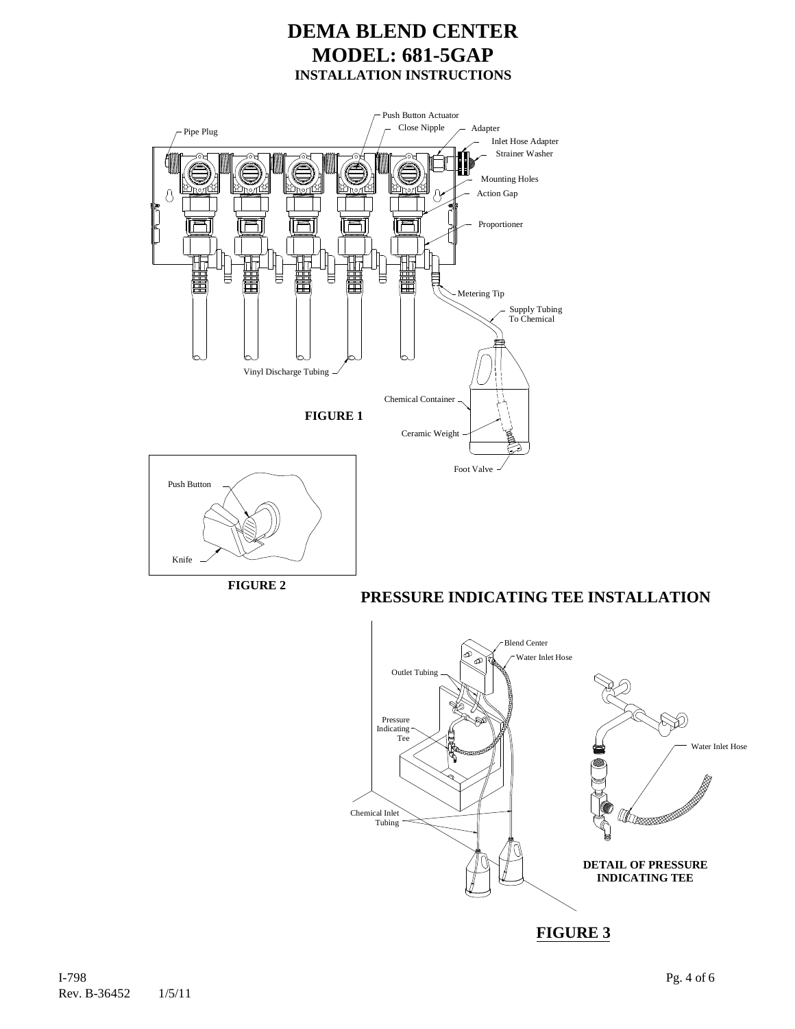# DEMA BLEND CENTER
# MODEL: 681-5GAP
## INSTALLATION INSTRUCTIONS

Push Button Actuator

Close Nipple

Adapter

Pipe Plug

Inlet Hose Adapter

Strainer Washer

Mounting Holes

Action Gap

Proportioner

Metering Tip

Supply Tubing To Chemical

Vinyl Discharge Tubing

Chemical Container

Ceramic Weight

Foot Valve

**FIGURE 1**

Push Button

Knife

**FIGURE 2**

## PRESSURE INDICATING TEE INSTALLATION

Blend Center

Water Inlet Hose

Outlet Tubing

Pressure Indicating Tee

Chemical Inlet Tubing

Water Inlet Hose

**DETAIL OF PRESSURE INDICATING TEE**

**FIGURE 3**

I-798
Rev. B-36452 1/5/11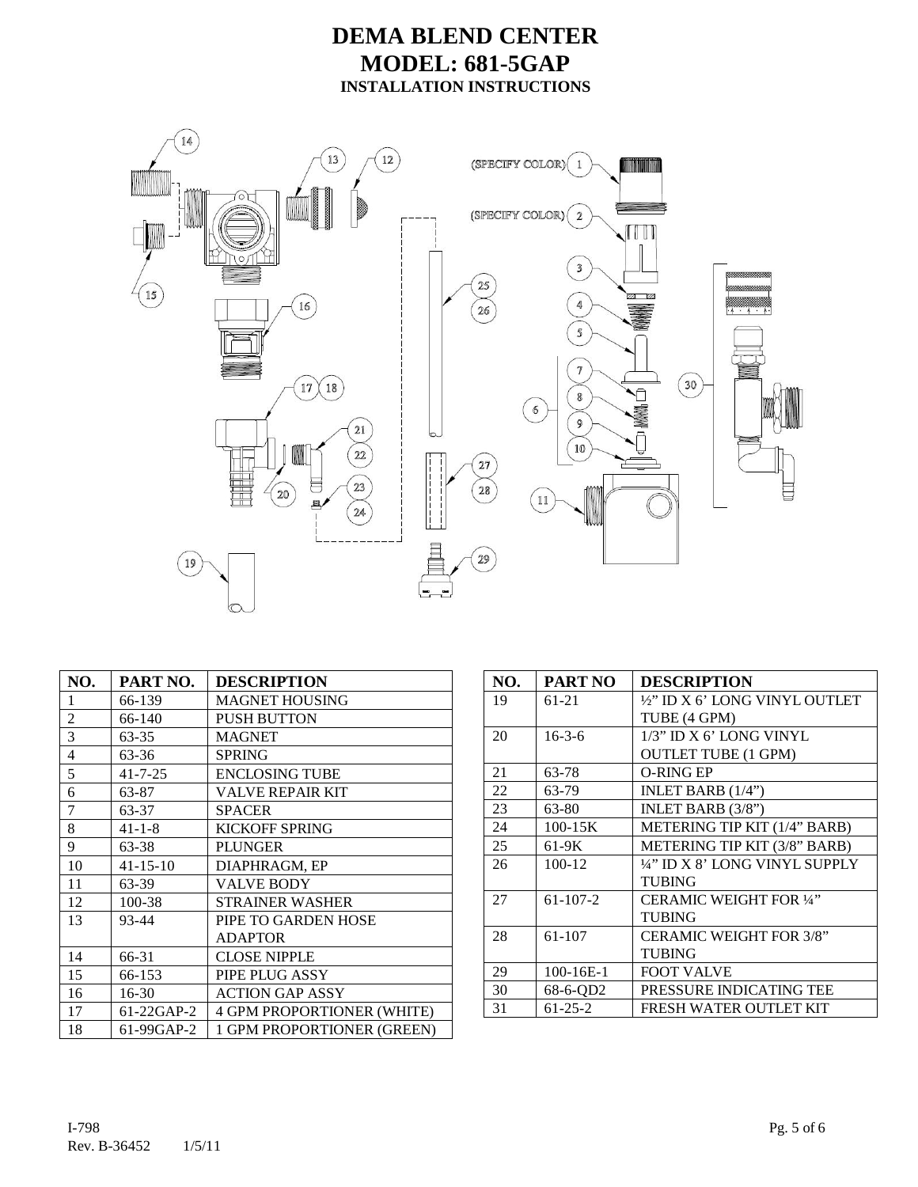# DEMA BLEND CENTER
## MODEL: 681-5GAP
### INSTALLATION INSTRUCTIONS

| NO. | PART NO. | DESCRIPTION |
|---|---|---|
| 1 | 66-139 | MAGNET HOUSING |
| 2 | 66-140 | PUSH BUTTON |
| 3 | 63-35 | MAGNET |
| 4 | 63-36 | SPRING |
| 5 | 41-7-25 | ENCLOSING TUBE |
| 6 | 63-87 | VALVE REPAIR KIT |
| 7 | 63-37 | SPACER |
| 8 | 41-1-8 | KICKOFF SPRING |
| 9 | 63-38 | PLUNGER |
| 10 | 41-15-10 | DIAPHRAGM, EP |
| 11 | 63-39 | VALVE BODY |
| 12 | 100-38 | STRAINER WASHER |
| 13 | 93-44 | PIPE TO GARDEN HOSE ADAPTOR |
| 14 | 66-31 | CLOSE NIPPLE |
| 15 | 66-153 | PIPE PLUG ASSY |
| 16 | 16-30 | ACTION GAP ASSY |
| 17 | 61-22GAP-2 | 4 GPM PROPORTIONER (WHITE) |
| 18 | 61-99GAP-2 | 1 GPM PROPORTIONER (GREEN) |

| NO. | PART NO | DESCRIPTION |
|---|---|---|
| 19 | 61-21 | ½" ID X 6' LONG VINYL OUTLET TUBE (4 GPM) |
| 20 | 16-3-6 | 1/3" ID X 6' LONG VINYL OUTLET TUBE (1 GPM) |
| 21 | 63-78 | O-RING EP |
| 22 | 63-79 | INLET BARB (1/4") |
| 23 | 63-80 | INLET BARB (3/8") |
| 24 | 100-15K | METERING TIP KIT (1/4" BARB) |
| 25 | 61-9K | METERING TIP KIT (3/8" BARB) |
| 26 | 100-12 | ¼" ID X 8' LONG VINYL SUPPLY TUBING |
| 27 | 61-107-2 | CERAMIC WEIGHT FOR ¼" TUBING |
| 28 | 61-107 | CERAMIC WEIGHT FOR 3/8" TUBING |
| 29 | 100-16E-1 | FOOT VALVE |
| 30 | 68-6-QD2 | PRESSURE INDICATING TEE |
| 31 | 61-25-2 | FRESH WATER OUTLET KIT |

I-798
Rev. B-36452 1/5/11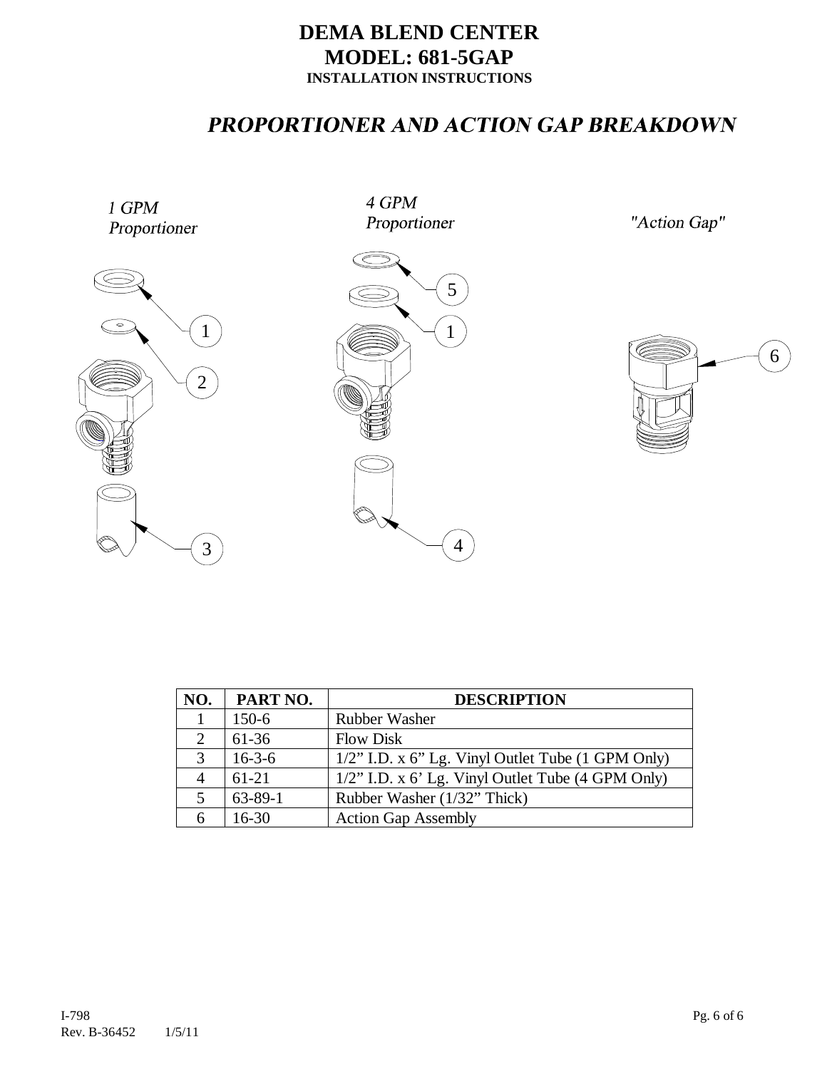# DEMA BLEND CENTER

# MODEL: 681-5GAP

### INSTALLATION INSTRUCTIONS

## *PROPORTIONER AND ACTION GAP BREAKDOWN*

*1 GPM Proportioner*

1

2

3

*4 GPM Proportioner*

5

1

4

*"Action Gap"*

6

| NO. | PART NO. | DESCRIPTION |
|---|---|---|
| 1 | 150-6 | Rubber Washer |
| 2 | 61-36 | Flow Disk |
| 3 | 16-3-6 | 1/2" I.D. x 6" Lg. Vinyl Outlet Tube (1 GPM Only) |
| 4 | 61-21 | 1/2" I.D. x 6' Lg. Vinyl Outlet Tube (4 GPM Only) |
| 5 | 63-89-1 | Rubber Washer (1/32" Thick) |
| 6 | 16-30 | Action Gap Assembly |

I-798
Rev. B-36452 1/5/11